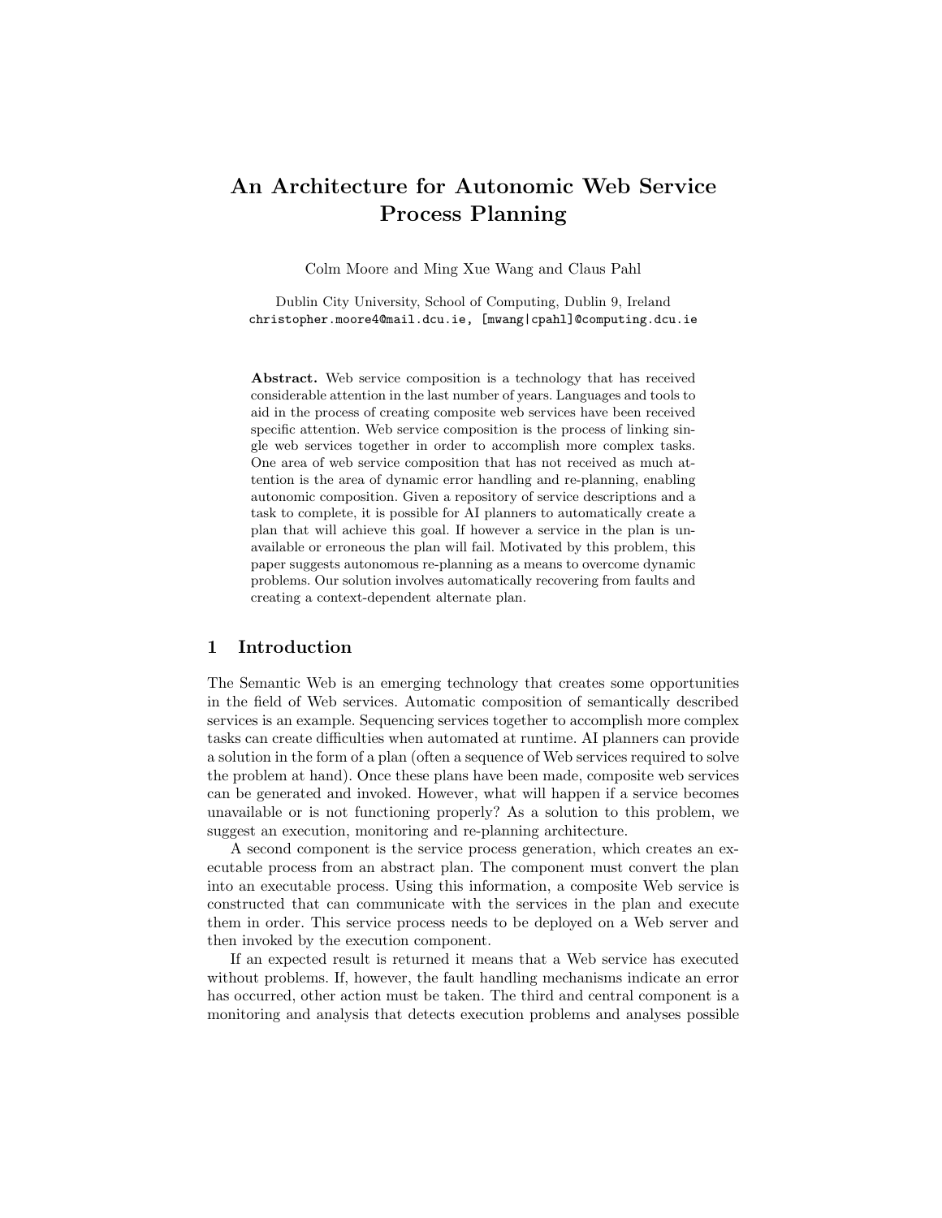# An Architecture for Autonomic Web Service Process Planning

Colm Moore and Ming Xue Wang and Claus Pahl

Dublin City University, School of Computing, Dublin 9, Ireland
christopher.moore4@mail.dcu.ie, [mwang|cpahl]@computing.dcu.ie

**Abstract.** Web service composition is a technology that has received considerable attention in the last number of years. Languages and tools to aid in the process of creating composite web services have been received specific attention. Web service composition is the process of linking single web services together in order to accomplish more complex tasks. One area of web service composition that has not received as much attention is the area of dynamic error handling and re-planning, enabling autonomic composition. Given a repository of service descriptions and a task to complete, it is possible for AI planners to automatically create a plan that will achieve this goal. If however a service in the plan is unavailable or erroneous the plan will fail. Motivated by this problem, this paper suggests autonomous re-planning as a means to overcome dynamic problems. Our solution involves automatically recovering from faults and creating a context-dependent alternate plan.

## 1 Introduction

The Semantic Web is an emerging technology that creates some opportunities in the field of Web services. Automatic composition of semantically described services is an example. Sequencing services together to accomplish more complex tasks can create difficulties when automated at runtime. AI planners can provide a solution in the form of a plan (often a sequence of Web services required to solve the problem at hand). Once these plans have been made, composite web services can be generated and invoked. However, what will happen if a service becomes unavailable or is not functioning properly? As a solution to this problem, we suggest an execution, monitoring and re-planning architecture.

A second component is the service process generation, which creates an executable process from an abstract plan. The component must convert the plan into an executable process. Using this information, a composite Web service is constructed that can communicate with the services in the plan and execute them in order. This service process needs to be deployed on a Web server and then invoked by the execution component.

If an expected result is returned it means that a Web service has executed without problems. If, however, the fault handling mechanisms indicate an error has occurred, other action must be taken. The third and central component is a monitoring and analysis that detects execution problems and analyses possible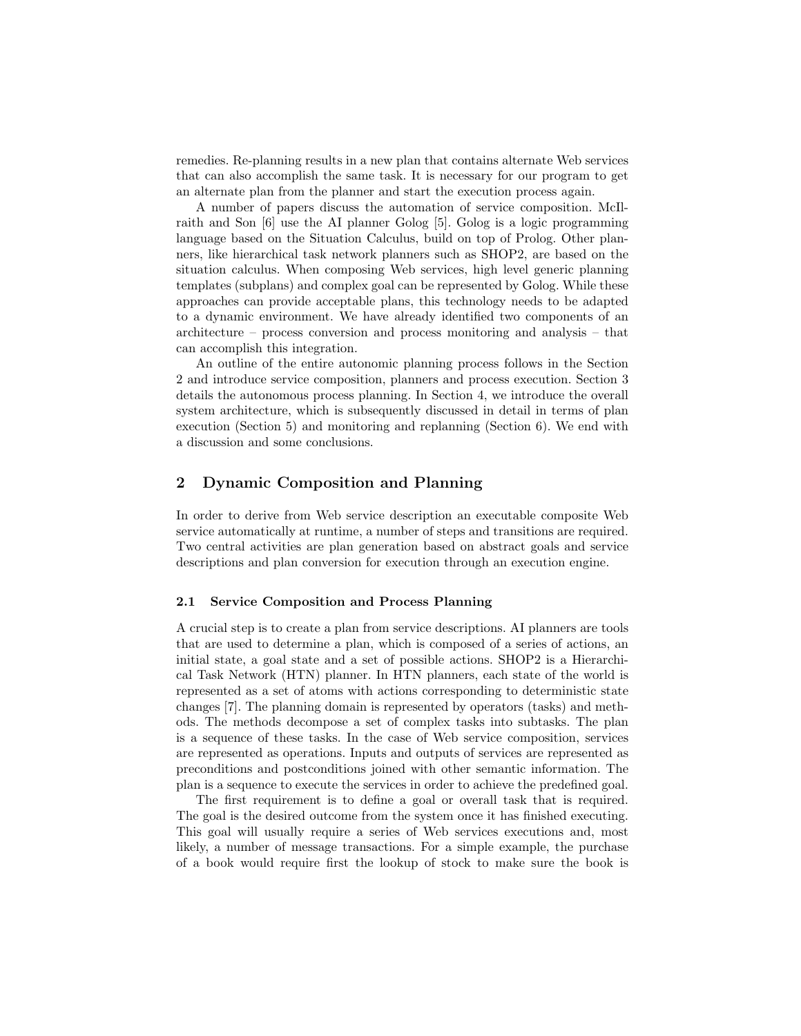remedies. Re-planning results in a new plan that contains alternate Web services that can also accomplish the same task. It is necessary for our program to get an alternate plan from the planner and start the execution process again.

A number of papers discuss the automation of service composition. McIlraith and Son [6] use the AI planner Golog [5]. Golog is a logic programming language based on the Situation Calculus, build on top of Prolog. Other planners, like hierarchical task network planners such as SHOP2, are based on the situation calculus. When composing Web services, high level generic planning templates (subplans) and complex goal can be represented by Golog. While these approaches can provide acceptable plans, this technology needs to be adapted to a dynamic environment. We have already identified two components of an architecture – process conversion and process monitoring and analysis – that can accomplish this integration.

An outline of the entire autonomic planning process follows in the Section 2 and introduce service composition, planners and process execution. Section 3 details the autonomous process planning. In Section 4, we introduce the overall system architecture, which is subsequently discussed in detail in terms of plan execution (Section 5) and monitoring and replanning (Section 6). We end with a discussion and some conclusions.

## 2 Dynamic Composition and Planning

In order to derive from Web service description an executable composite Web service automatically at runtime, a number of steps and transitions are required. Two central activities are plan generation based on abstract goals and service descriptions and plan conversion for execution through an execution engine.

### 2.1 Service Composition and Process Planning

A crucial step is to create a plan from service descriptions. AI planners are tools that are used to determine a plan, which is composed of a series of actions, an initial state, a goal state and a set of possible actions. SHOP2 is a Hierarchical Task Network (HTN) planner. In HTN planners, each state of the world is represented as a set of atoms with actions corresponding to deterministic state changes [7]. The planning domain is represented by operators (tasks) and methods. The methods decompose a set of complex tasks into subtasks. The plan is a sequence of these tasks. In the case of Web service composition, services are represented as operations. Inputs and outputs of services are represented as preconditions and postconditions joined with other semantic information. The plan is a sequence to execute the services in order to achieve the predefined goal.

The first requirement is to define a goal or overall task that is required. The goal is the desired outcome from the system once it has finished executing. This goal will usually require a series of Web services executions and, most likely, a number of message transactions. For a simple example, the purchase of a book would require first the lookup of stock to make sure the book is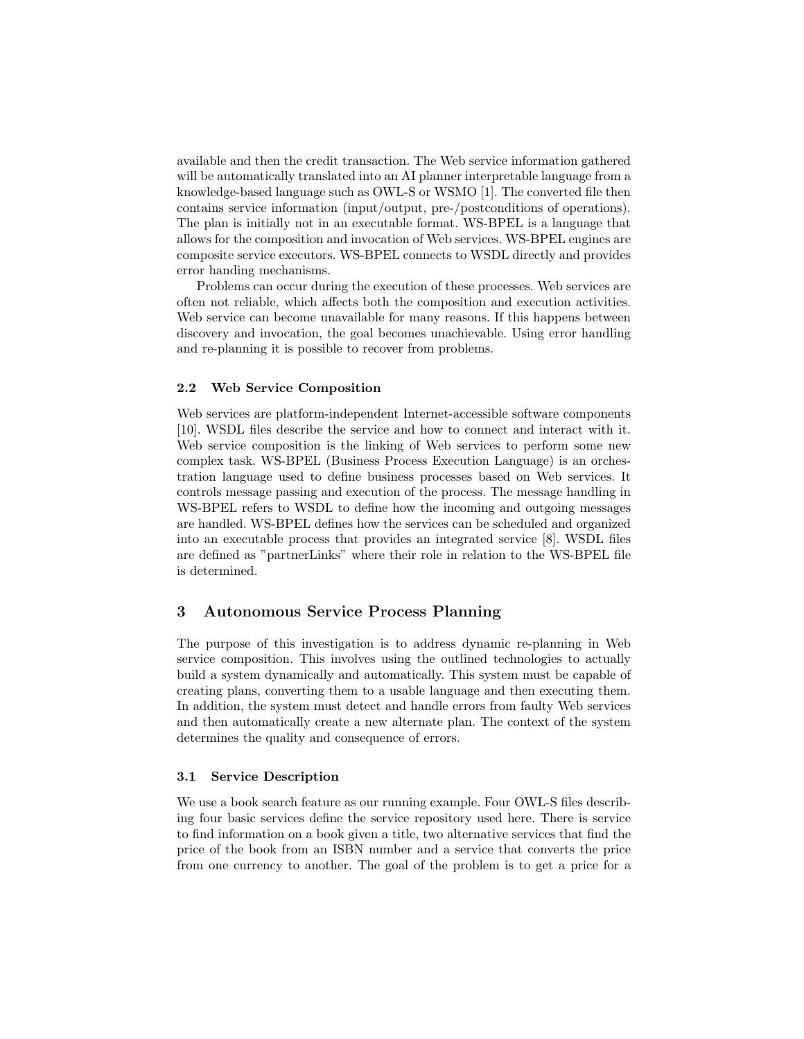available and then the credit transaction. The Web service information gathered will be automatically translated into an AI planner interpretable language from a knowledge-based language such as OWL-S or WSMO [1]. The converted file then contains service information (input/output, pre-/postconditions of operations). The plan is initially not in an executable format. WS-BPEL is a language that allows for the composition and invocation of Web services. WS-BPEL engines are composite service executors. WS-BPEL connects to WSDL directly and provides error handing mechanisms.

Problems can occur during the execution of these processes. Web services are often not reliable, which affects both the composition and execution activities. Web service can become unavailable for many reasons. If this happens between discovery and invocation, the goal becomes unachievable. Using error handling and re-planning it is possible to recover from problems.

### 2.2 Web Service Composition

Web services are platform-independent Internet-accessible software components [10]. WSDL files describe the service and how to connect and interact with it. Web service composition is the linking of Web services to perform some new complex task. WS-BPEL (Business Process Execution Language) is an orchestration language used to define business processes based on Web services. It controls message passing and execution of the process. The message handling in WS-BPEL refers to WSDL to define how the incoming and outgoing messages are handled. WS-BPEL defines how the services can be scheduled and organized into an executable process that provides an integrated service [8]. WSDL files are defined as "partnerLinks" where their role in relation to the WS-BPEL file is determined.

## 3 Autonomous Service Process Planning

The purpose of this investigation is to address dynamic re-planning in Web service composition. This involves using the outlined technologies to actually build a system dynamically and automatically. This system must be capable of creating plans, converting them to a usable language and then executing them. In addition, the system must detect and handle errors from faulty Web services and then automatically create a new alternate plan. The context of the system determines the quality and consequence of errors.

### 3.1 Service Description

We use a book search feature as our running example. Four OWL-S files describing four basic services define the service repository used here. There is service to find information on a book given a title, two alternative services that find the price of the book from an ISBN number and a service that converts the price from one currency to another. The goal of the problem is to get a price for a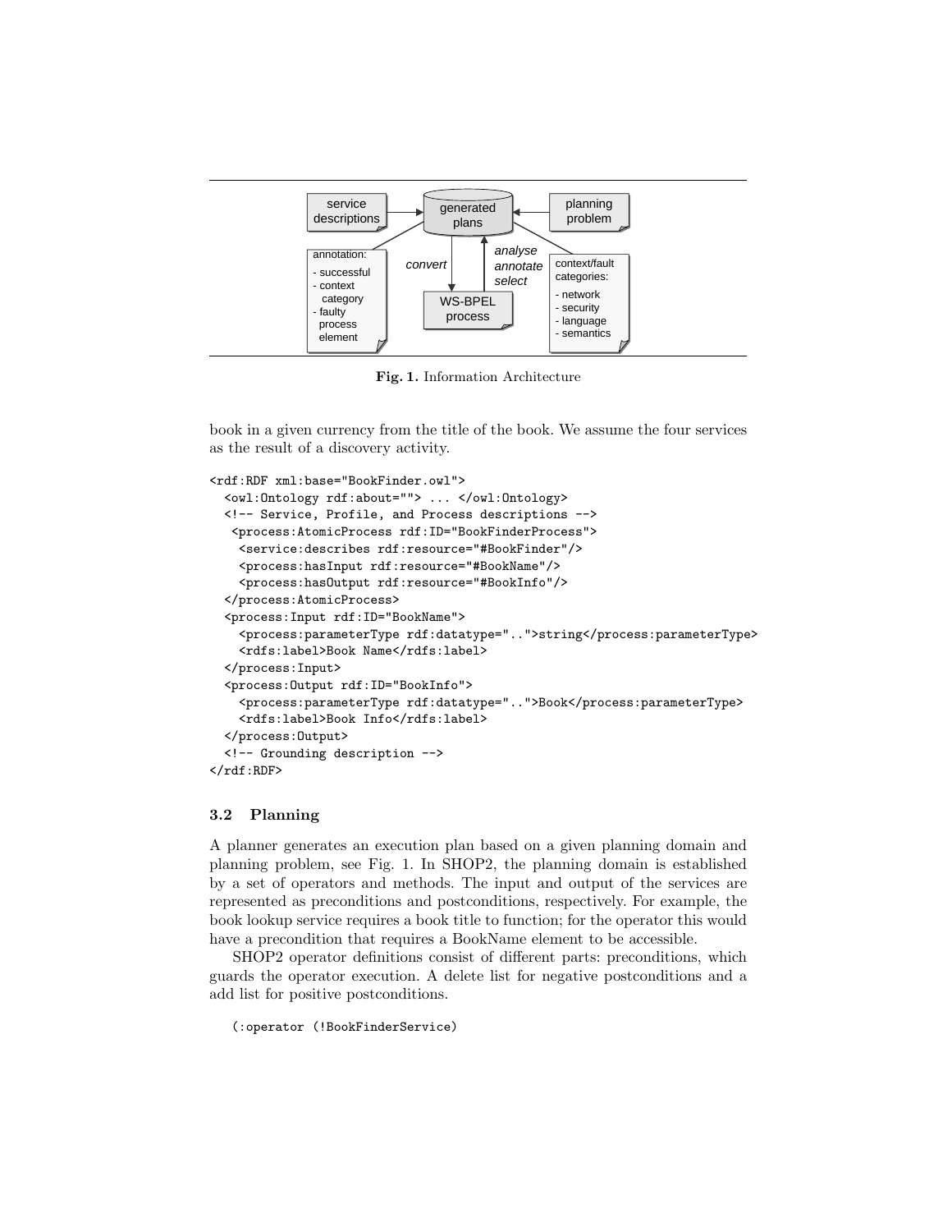service descriptions | generated plans | planning problem

annotation:
- successful
- context category
- faulty process element

*convert*

*analyse annotate select*

WS-BPEL process

context/fault categories:
- network
- security
- language
- semantics

**Fig. 1.** Information Architecture

book in a given currency from the title of the book. We assume the four services as the result of a discovery activity.

```
<rdf:RDF xml:base="BookFinder.owl">
  <owl:Ontology rdf:about=""> ... </owl:Ontology>
  <!-- Service, Profile, and Process descriptions -->
   <process:AtomicProcess rdf:ID="BookFinderProcess">
    <service:describes rdf:resource="#BookFinder"/>
    <process:hasInput rdf:resource="#BookName"/>
    <process:hasOutput rdf:resource="#BookInfo"/>
  </process:AtomicProcess>
  <process:Input rdf:ID="BookName">
    <process:parameterType rdf:datatype="..">string</process:parameterType>
    <rdfs:label>Book Name</rdfs:label>
  </process:Input>
  <process:Output rdf:ID="BookInfo">
    <process:parameterType rdf:datatype="..">Book</process:parameterType>
    <rdfs:label>Book Info</rdfs:label>
  </process:Output>
  <!-- Grounding description -->
</rdf:RDF>
```

### 3.2 Planning

A planner generates an execution plan based on a given planning domain and planning problem, see Fig. 1. In SHOP2, the planning domain is established by a set of operators and methods. The input and output of the services are represented as preconditions and postconditions, respectively. For example, the book lookup service requires a book title to function; for the operator this would have a precondition that requires a BookName element to be accessible.

SHOP2 operator definitions consist of different parts: preconditions, which guards the operator execution. A delete list for negative postconditions and a add list for positive postconditions.

```
(:operator (!BookFinderService)
```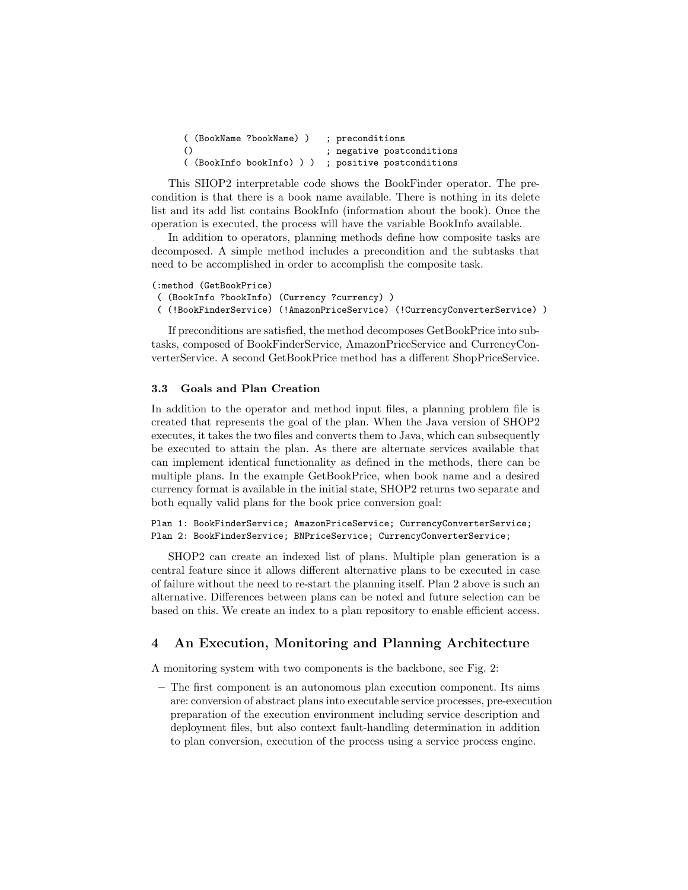```
( (BookName ?bookName) )   ; preconditions
()                         ; negative postconditions
( (BookInfo bookInfo) ) )  ; positive postconditions
```

This SHOP2 interpretable code shows the BookFinder operator. The precondition is that there is a book name available. There is nothing in its delete list and its add list contains BookInfo (information about the book). Once the operation is executed, the process will have the variable BookInfo available.

In addition to operators, planning methods define how composite tasks are decomposed. A simple method includes a precondition and the subtasks that need to be accomplished in order to accomplish the composite task.

```
(:method (GetBookPrice)
 ( (BookInfo ?bookInfo) (Currency ?currency) )
 ( (!BookFinderService) (!AmazonPriceService) (!CurrencyConverterService) )
```

If preconditions are satisfied, the method decomposes GetBookPrice into subtasks, composed of BookFinderService, AmazonPriceService and CurrencyConverterService. A second GetBookPrice method has a different ShopPriceService.

### 3.3 Goals and Plan Creation

In addition to the operator and method input files, a planning problem file is created that represents the goal of the plan. When the Java version of SHOP2 executes, it takes the two files and converts them to Java, which can subsequently be executed to attain the plan. As there are alternate services available that can implement identical functionality as defined in the methods, there can be multiple plans. In the example GetBookPrice, when book name and a desired currency format is available in the initial state, SHOP2 returns two separate and both equally valid plans for the book price conversion goal:

```
Plan 1: BookFinderService; AmazonPriceService; CurrencyConverterService;
Plan 2: BookFinderService; BNPriceService; CurrencyConverterService;
```

SHOP2 can create an indexed list of plans. Multiple plan generation is a central feature since it allows different alternative plans to be executed in case of failure without the need to re-start the planning itself. Plan 2 above is such an alternative. Differences between plans can be noted and future selection can be based on this. We create an index to a plan repository to enable efficient access.

## 4 An Execution, Monitoring and Planning Architecture

A monitoring system with two components is the backbone, see Fig. 2:

- The first component is an autonomous plan execution component. Its aims are: conversion of abstract plans into executable service processes, pre-execution preparation of the execution environment including service description and deployment files, but also context fault-handling determination in addition to plan conversion, execution of the process using a service process engine.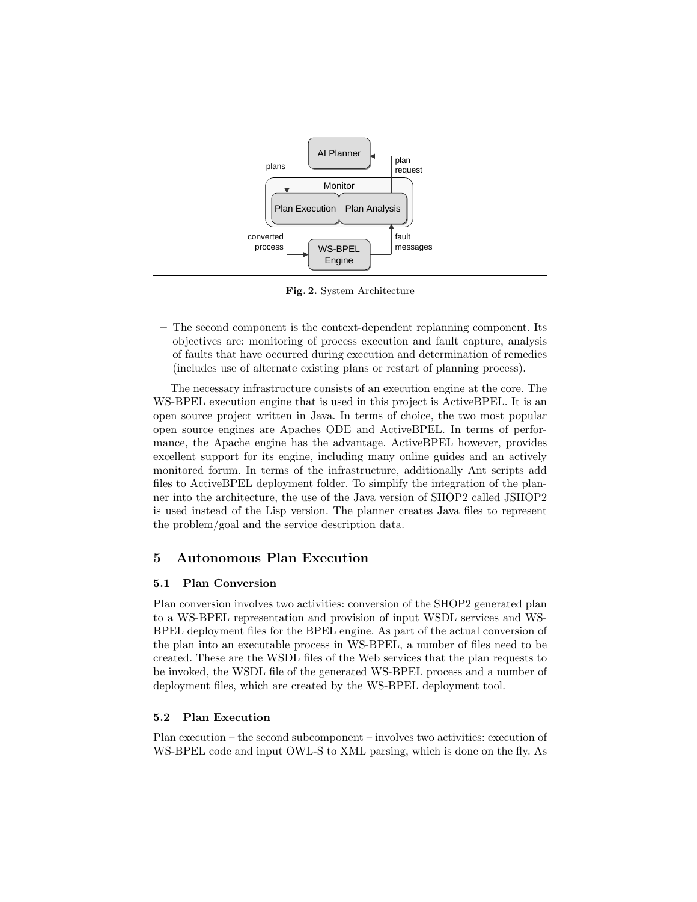**Fig. 2.** System Architecture

– The second component is the context-dependent replanning component. Its objectives are: monitoring of process execution and fault capture, analysis of faults that have occurred during execution and determination of remedies (includes use of alternate existing plans or restart of planning process).

The necessary infrastructure consists of an execution engine at the core. The WS-BPEL execution engine that is used in this project is ActiveBPEL. It is an open source project written in Java. In terms of choice, the two most popular open source engines are Apaches ODE and ActiveBPEL. In terms of performance, the Apache engine has the advantage. ActiveBPEL however, provides excellent support for its engine, including many online guides and an actively monitored forum. In terms of the infrastructure, additionally Ant scripts add files to ActiveBPEL deployment folder. To simplify the integration of the planner into the architecture, the use of the Java version of SHOP2 called JSHOP2 is used instead of the Lisp version. The planner creates Java files to represent the problem/goal and the service description data.

## 5 Autonomous Plan Execution

### 5.1 Plan Conversion

Plan conversion involves two activities: conversion of the SHOP2 generated plan to a WS-BPEL representation and provision of input WSDL services and WS-BPEL deployment files for the BPEL engine. As part of the actual conversion of the plan into an executable process in WS-BPEL, a number of files need to be created. These are the WSDL files of the Web services that the plan requests to be invoked, the WSDL file of the generated WS-BPEL process and a number of deployment files, which are created by the WS-BPEL deployment tool.

### 5.2 Plan Execution

Plan execution – the second subcomponent – involves two activities: execution of WS-BPEL code and input OWL-S to XML parsing, which is done on the fly. As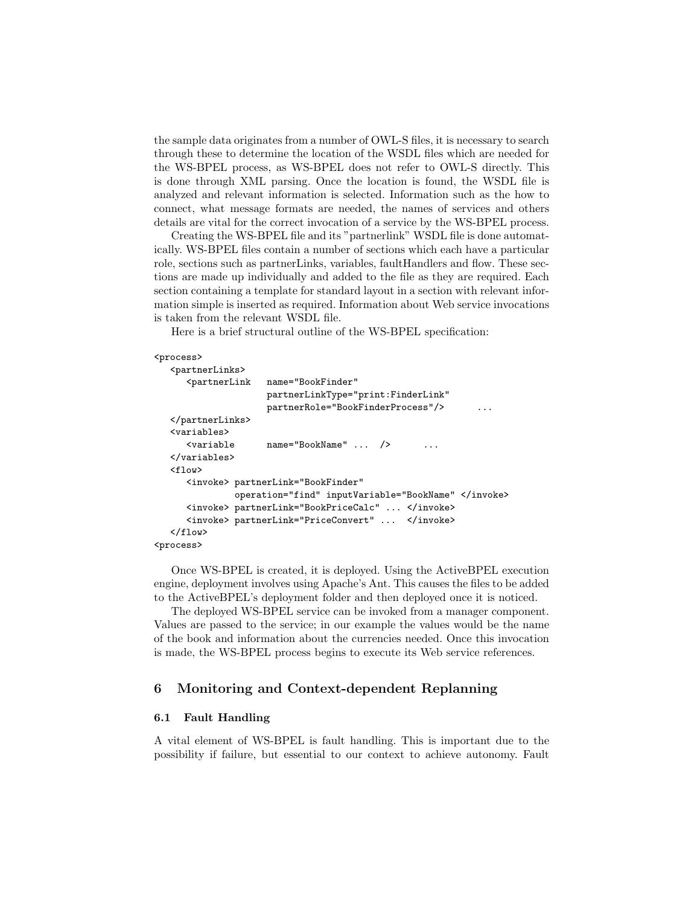the sample data originates from a number of OWL-S files, it is necessary to search through these to determine the location of the WSDL files which are needed for the WS-BPEL process, as WS-BPEL does not refer to OWL-S directly. This is done through XML parsing. Once the location is found, the WSDL file is analyzed and relevant information is selected. Information such as the how to connect, what message formats are needed, the names of services and others details are vital for the correct invocation of a service by the WS-BPEL process.

Creating the WS-BPEL file and its "partnerlink" WSDL file is done automatically. WS-BPEL files contain a number of sections which each have a particular role, sections such as partnerLinks, variables, faultHandlers and flow. These sections are made up individually and added to the file as they are required. Each section containing a template for standard layout in a section with relevant information simple is inserted as required. Information about Web service invocations is taken from the relevant WSDL file.

Here is a brief structural outline of the WS-BPEL specification:

```
<process>
   <partnerLinks>
      <partnerLink   name="BookFinder"
                     partnerLinkType="print:FinderLink"
                     partnerRole="BookFinderProcess"/>      ...
   </partnerLinks>
   <variables>
      <variable      name="BookName" ...  />      ...
   </variables>
   <flow>
      <invoke> partnerLink="BookFinder"
               operation="find" inputVariable="BookName" </invoke>
      <invoke> partnerLink="BookPriceCalc" ... </invoke>
      <invoke> partnerLink="PriceConvert" ...  </invoke>
   </flow>
<process>
```

Once WS-BPEL is created, it is deployed. Using the ActiveBPEL execution engine, deployment involves using Apache's Ant. This causes the files to be added to the ActiveBPEL's deployment folder and then deployed once it is noticed.

The deployed WS-BPEL service can be invoked from a manager component. Values are passed to the service; in our example the values would be the name of the book and information about the currencies needed. Once this invocation is made, the WS-BPEL process begins to execute its Web service references.

## 6 Monitoring and Context-dependent Replanning

### 6.1 Fault Handling

A vital element of WS-BPEL is fault handling. This is important due to the possibility if failure, but essential to our context to achieve autonomy. Fault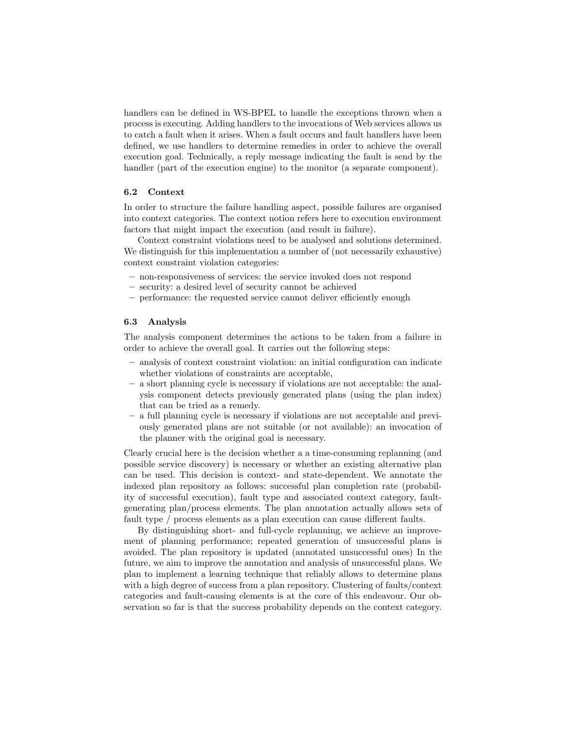handlers can be defined in WS-BPEL to handle the exceptions thrown when a process is executing. Adding handlers to the invocations of Web services allows us to catch a fault when it arises. When a fault occurs and fault handlers have been defined, we use handlers to determine remedies in order to achieve the overall execution goal. Technically, a reply message indicating the fault is send by the handler (part of the execution engine) to the monitor (a separate component).

### 6.2 Context

In order to structure the failure handling aspect, possible failures are organised into context categories. The context notion refers here to execution environment factors that might impact the execution (and result in failure).

Context constraint violations need to be analysed and solutions determined. We distinguish for this implementation a number of (not necessarily exhaustive) context constraint violation categories:

- non-responsiveness of services: the service invoked does not respond
- security: a desired level of security cannot be achieved
- performance: the requested service cannot deliver efficiently enough

### 6.3 Analysis

The analysis component determines the actions to be taken from a failure in order to achieve the overall goal. It carries out the following steps:

- analysis of context constraint violation: an initial configuration can indicate whether violations of constraints are acceptable,
- a short planning cycle is necessary if violations are not acceptable: the analysis component detects previously generated plans (using the plan index) that can be tried as a remedy.
- a full planning cycle is necessary if violations are not acceptable and previously generated plans are not suitable (or not available): an invocation of the planner with the original goal is necessary.

Clearly crucial here is the decision whether a a time-consuming replanning (and possible service discovery) is necessary or whether an existing alternative plan can be used. This decision is context- and state-dependent. We annotate the indexed plan repository as follows: successful plan completion rate (probability of successful execution), fault type and associated context category, fault-generating plan/process elements. The plan annotation actually allows sets of fault type / process elements as a plan execution can cause different faults.

By distinguishing short- and full-cycle replanning, we achieve an improvement of planning performance; repeated generation of unsuccessful plans is avoided. The plan repository is updated (annotated unsuccessful ones) In the future, we aim to improve the annotation and analysis of unsuccessful plans. We plan to implement a learning technique that reliably allows to determine plans with a high degree of success from a plan repository. Clustering of faults/context categories and fault-causing elements is at the core of this endeavour. Our observation so far is that the success probability depends on the context category.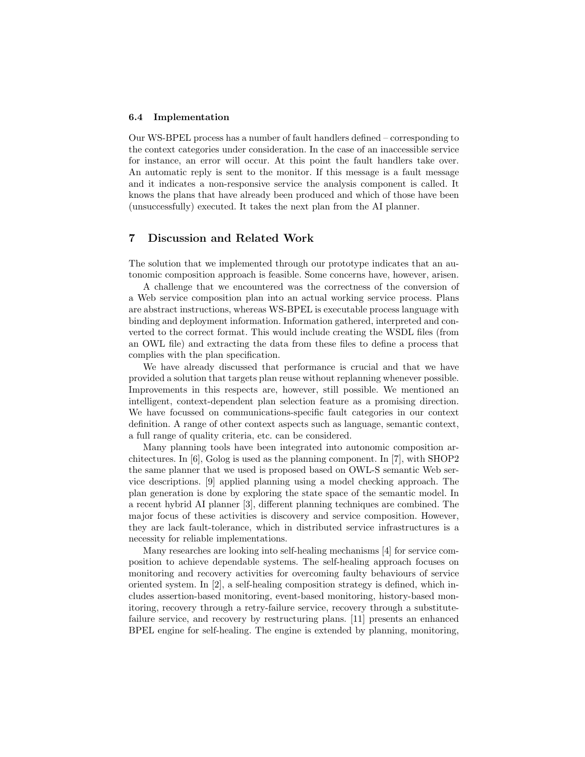### 6.4 Implementation

Our WS-BPEL process has a number of fault handlers defined – corresponding to the context categories under consideration. In the case of an inaccessible service for instance, an error will occur. At this point the fault handlers take over. An automatic reply is sent to the monitor. If this message is a fault message and it indicates a non-responsive service the analysis component is called. It knows the plans that have already been produced and which of those have been (unsuccessfully) executed. It takes the next plan from the AI planner.

## 7 Discussion and Related Work

The solution that we implemented through our prototype indicates that an autonomic composition approach is feasible. Some concerns have, however, arisen.

A challenge that we encountered was the correctness of the conversion of a Web service composition plan into an actual working service process. Plans are abstract instructions, whereas WS-BPEL is executable process language with binding and deployment information. Information gathered, interpreted and converted to the correct format. This would include creating the WSDL files (from an OWL file) and extracting the data from these files to define a process that complies with the plan specification.

We have already discussed that performance is crucial and that we have provided a solution that targets plan reuse without replanning whenever possible. Improvements in this respects are, however, still possible. We mentioned an intelligent, context-dependent plan selection feature as a promising direction. We have focussed on communications-specific fault categories in our context definition. A range of other context aspects such as language, semantic context, a full range of quality criteria, etc. can be considered.

Many planning tools have been integrated into autonomic composition architectures. In [6], Golog is used as the planning component. In [7], with SHOP2 the same planner that we used is proposed based on OWL-S semantic Web service descriptions. [9] applied planning using a model checking approach. The plan generation is done by exploring the state space of the semantic model. In a recent hybrid AI planner [3], different planning techniques are combined. The major focus of these activities is discovery and service composition. However, they are lack fault-tolerance, which in distributed service infrastructures is a necessity for reliable implementations.

Many researches are looking into self-healing mechanisms [4] for service composition to achieve dependable systems. The self-healing approach focuses on monitoring and recovery activities for overcoming faulty behaviours of service oriented system. In [2], a self-healing composition strategy is defined, which includes assertion-based monitoring, event-based monitoring, history-based monitoring, recovery through a retry-failure service, recovery through a substitute-failure service, and recovery by restructuring plans. [11] presents an enhanced BPEL engine for self-healing. The engine is extended by planning, monitoring,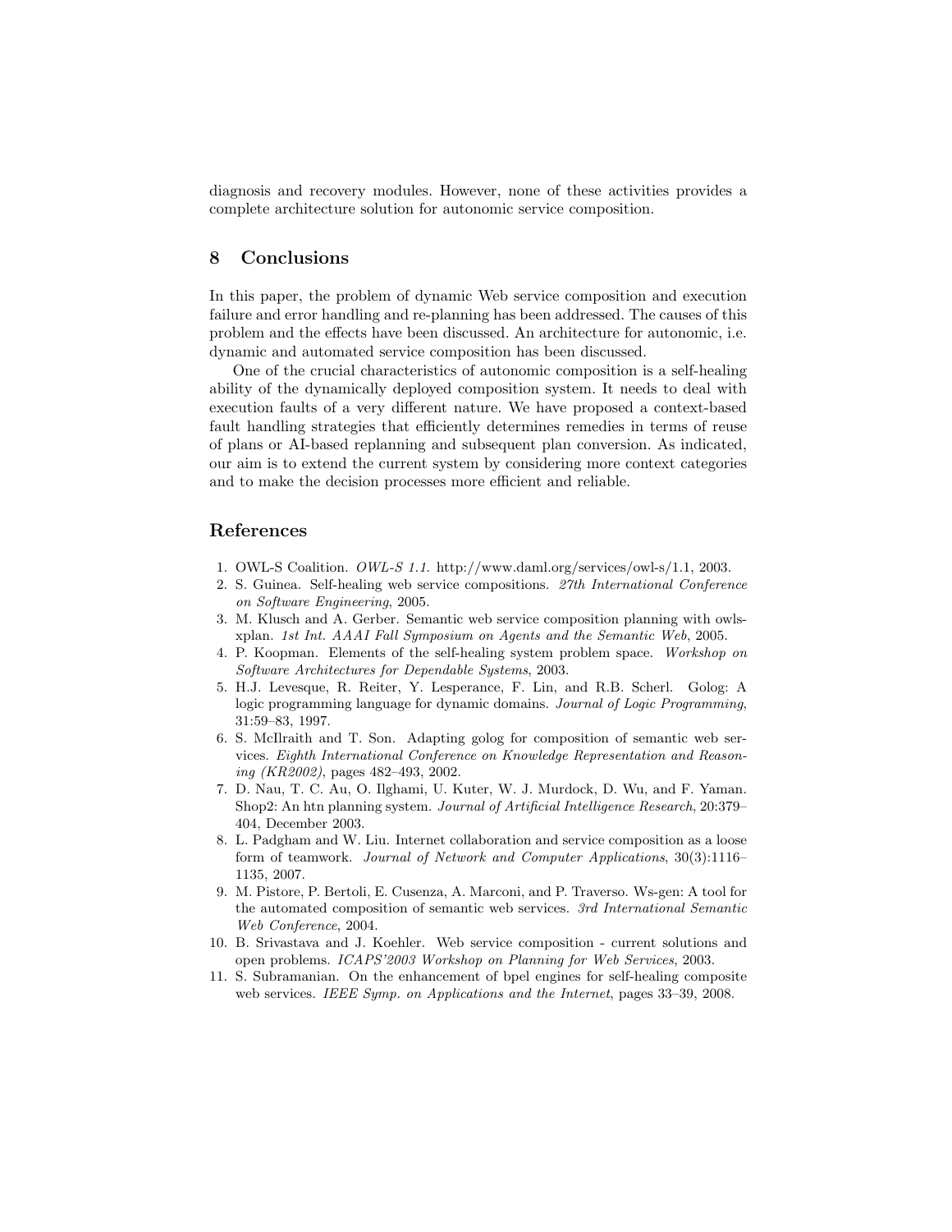diagnosis and recovery modules. However, none of these activities provides a complete architecture solution for autonomic service composition.

## 8 Conclusions

In this paper, the problem of dynamic Web service composition and execution failure and error handling and re-planning has been addressed. The causes of this problem and the effects have been discussed. An architecture for autonomic, i.e. dynamic and automated service composition has been discussed.

One of the crucial characteristics of autonomic composition is a self-healing ability of the dynamically deployed composition system. It needs to deal with execution faults of a very different nature. We have proposed a context-based fault handling strategies that efficiently determines remedies in terms of reuse of plans or AI-based replanning and subsequent plan conversion. As indicated, our aim is to extend the current system by considering more context categories and to make the decision processes more efficient and reliable.

## References

1. OWL-S Coalition. *OWL-S 1.1*. http://www.daml.org/services/owl-s/1.1, 2003.
2. S. Guinea. Self-healing web service compositions. *27th International Conference on Software Engineering*, 2005.
3. M. Klusch and A. Gerber. Semantic web service composition planning with owls-xplan. *1st Int. AAAI Fall Symposium on Agents and the Semantic Web*, 2005.
4. P. Koopman. Elements of the self-healing system problem space. *Workshop on Software Architectures for Dependable Systems*, 2003.
5. H.J. Levesque, R. Reiter, Y. Lesperance, F. Lin, and R.B. Scherl. Golog: A logic programming language for dynamic domains. *Journal of Logic Programming*, 31:59–83, 1997.
6. S. McIlraith and T. Son. Adapting golog for composition of semantic web services. *Eighth International Conference on Knowledge Representation and Reasoning (KR2002)*, pages 482–493, 2002.
7. D. Nau, T. C. Au, O. Ilghami, U. Kuter, W. J. Murdock, D. Wu, and F. Yaman. Shop2: An htn planning system. *Journal of Artificial Intelligence Research*, 20:379–404, December 2003.
8. L. Padgham and W. Liu. Internet collaboration and service composition as a loose form of teamwork. *Journal of Network and Computer Applications*, 30(3):1116–1135, 2007.
9. M. Pistore, P. Bertoli, E. Cusenza, A. Marconi, and P. Traverso. Ws-gen: A tool for the automated composition of semantic web services. *3rd International Semantic Web Conference*, 2004.
10. B. Srivastava and J. Koehler. Web service composition - current solutions and open problems. *ICAPS'2003 Workshop on Planning for Web Services*, 2003.
11. S. Subramanian. On the enhancement of bpel engines for self-healing composite web services. *IEEE Symp. on Applications and the Internet*, pages 33–39, 2008.